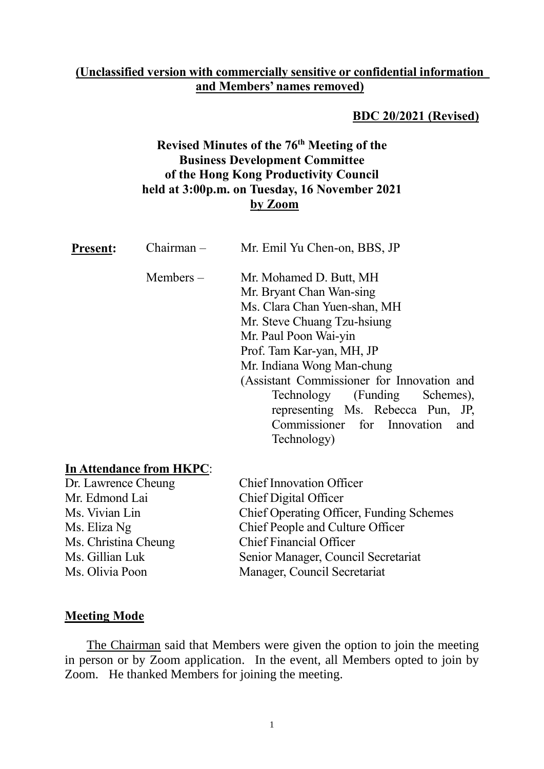**(Unclassified version with commercially sensitive or confidential information and Members' names removed)**

**BDC 20/2021 (Revised)**

**Revised Minutes of the 76th Meeting of the Business Development Committee of the Hong Kong Productivity Council held at 3:00p.m. on Tuesday, 16 November 2021 by Zoom**

| | | |
|---|---|---|
| **Present:** | Chairman – | Mr. Emil Yu Chen-on, BBS, JP |
| | Members – | Mr. Mohamed D. Butt, MH |
| | | Mr. Bryant Chan Wan-sing |
| | | Ms. Clara Chan Yuen-shan, MH |
| | | Mr. Steve Chuang Tzu-hsiung |
| | | Mr. Paul Poon Wai-yin |
| | | Prof. Tam Kar-yan, MH, JP |
| | | Mr. Indiana Wong Man-chung |
| | | (Assistant Commissioner for Innovation and Technology (Funding Schemes), representing Ms. Rebecca Pun, JP, Commissioner for Innovation and Technology) |

**In Attendance from HKPC:**

| | |
|---|---|
| Dr. Lawrence Cheung | Chief Innovation Officer |
| Mr. Edmond Lai | Chief Digital Officer |
| Ms. Vivian Lin | Chief Operating Officer, Funding Schemes |
| Ms. Eliza Ng | Chief People and Culture Officer |
| Ms. Christina Cheung | Chief Financial Officer |
| Ms. Gillian Luk | Senior Manager, Council Secretariat |
| Ms. Olivia Poon | Manager, Council Secretariat |

## Meeting Mode

The Chairman said that Members were given the option to join the meeting in person or by Zoom application. In the event, all Members opted to join by Zoom. He thanked Members for joining the meeting.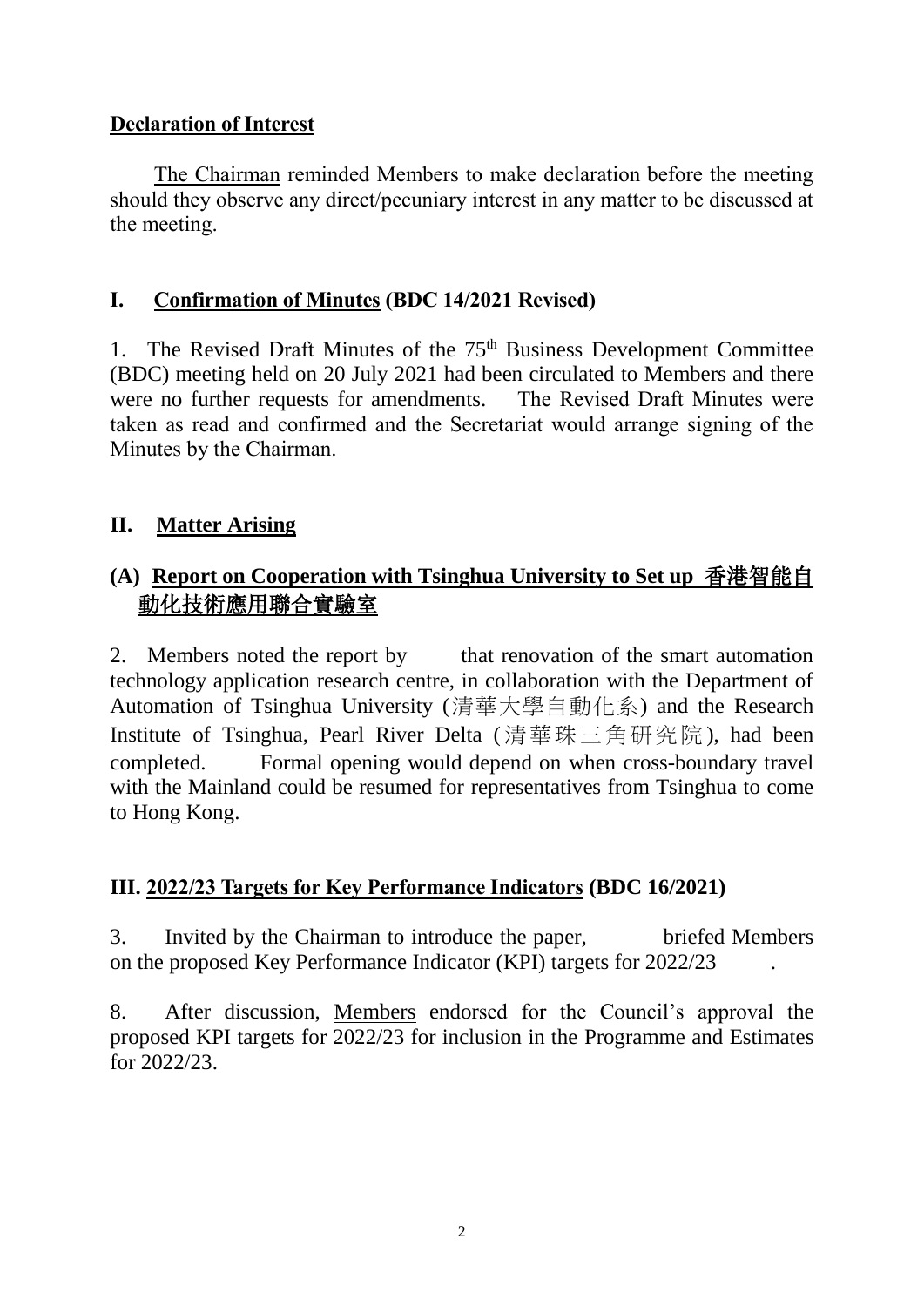**Declaration of Interest**

The Chairman reminded Members to make declaration before the meeting should they observe any direct/pecuniary interest in any matter to be discussed at the meeting.

## I. Confirmation of Minutes (BDC 14/2021 Revised)

1. The Revised Draft Minutes of the 75th Business Development Committee (BDC) meeting held on 20 July 2021 had been circulated to Members and there were no further requests for amendments. The Revised Draft Minutes were taken as read and confirmed and the Secretariat would arrange signing of the Minutes by the Chairman.

## II. Matter Arising

### (A) Report on Cooperation with Tsinghua University to Set up 香港智能自動化技術應用聯合實驗室

2. Members noted the report by that renovation of the smart automation technology application research centre, in collaboration with the Department of Automation of Tsinghua University (清華大學自動化系) and the Research Institute of Tsinghua, Pearl River Delta (清華珠三角研究院), had been completed. Formal opening would depend on when cross-boundary travel with the Mainland could be resumed for representatives from Tsinghua to come to Hong Kong.

## III. 2022/23 Targets for Key Performance Indicators (BDC 16/2021)

3. Invited by the Chairman to introduce the paper, briefed Members on the proposed Key Performance Indicator (KPI) targets for 2022/23 .

8. After discussion, Members endorsed for the Council's approval the proposed KPI targets for 2022/23 for inclusion in the Programme and Estimates for 2022/23.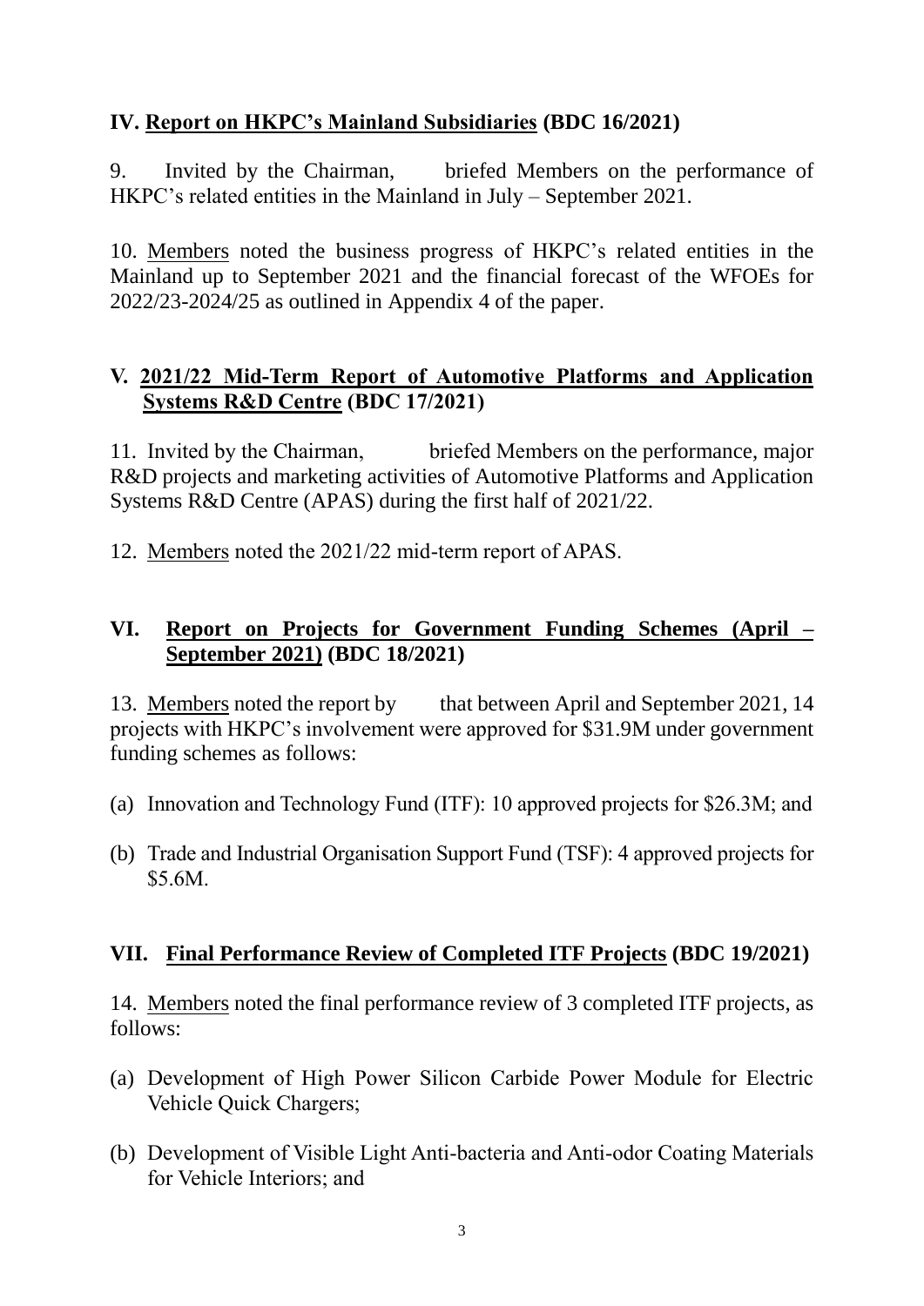## IV. Report on HKPC's Mainland Subsidiaries (BDC 16/2021)

9. Invited by the Chairman, briefed Members on the performance of HKPC's related entities in the Mainland in July – September 2021.

10. Members noted the business progress of HKPC's related entities in the Mainland up to September 2021 and the financial forecast of the WFOEs for 2022/23-2024/25 as outlined in Appendix 4 of the paper.

## V. 2021/22 Mid-Term Report of Automotive Platforms and Application Systems R&D Centre (BDC 17/2021)

11. Invited by the Chairman, briefed Members on the performance, major R&D projects and marketing activities of Automotive Platforms and Application Systems R&D Centre (APAS) during the first half of 2021/22.

12. Members noted the 2021/22 mid-term report of APAS.

## VI. Report on Projects for Government Funding Schemes (April – September 2021) (BDC 18/2021)

13. Members noted the report by that between April and September 2021, 14 projects with HKPC's involvement were approved for $31.9M under government funding schemes as follows:

(a) Innovation and Technology Fund (ITF): 10 approved projects for $26.3M; and

(b) Trade and Industrial Organisation Support Fund (TSF): 4 approved projects for $5.6M.

## VII. Final Performance Review of Completed ITF Projects (BDC 19/2021)

14. Members noted the final performance review of 3 completed ITF projects, as follows:

(a) Development of High Power Silicon Carbide Power Module for Electric Vehicle Quick Chargers;

(b) Development of Visible Light Anti-bacteria and Anti-odor Coating Materials for Vehicle Interiors; and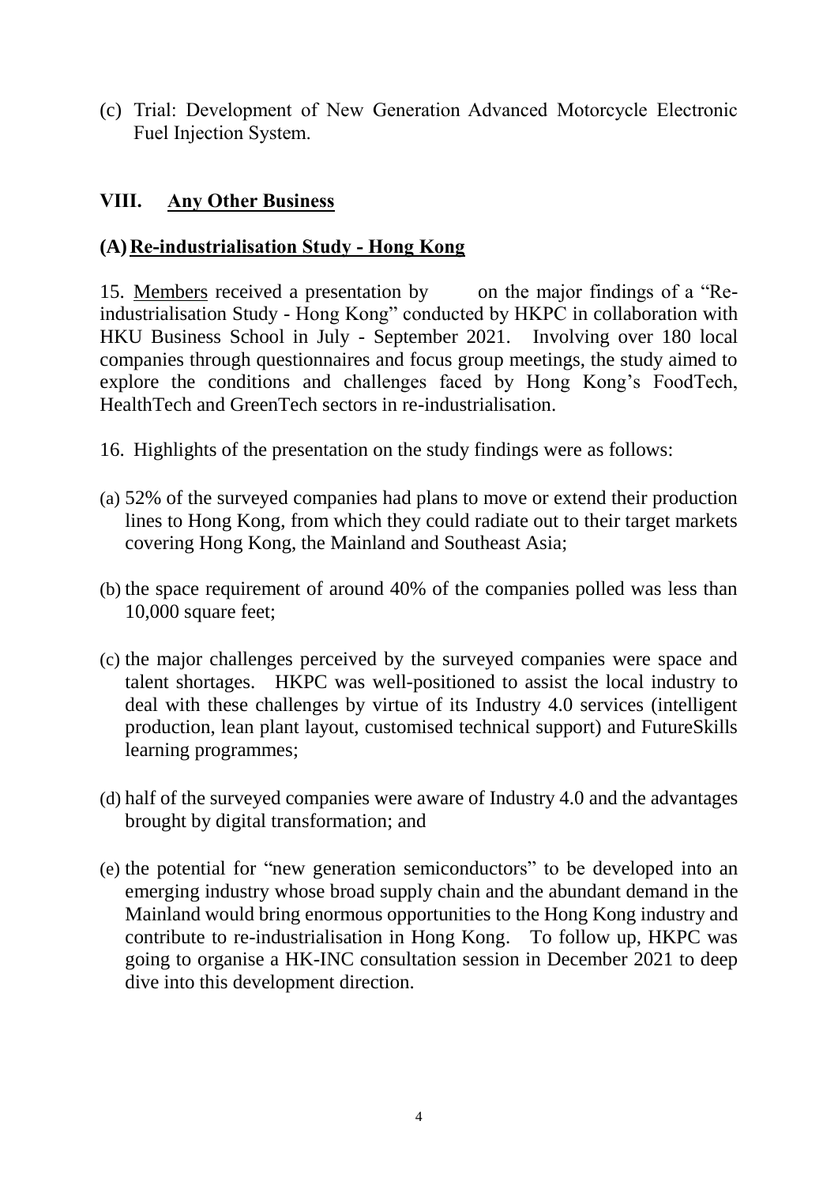(c) Trial: Development of New Generation Advanced Motorcycle Electronic Fuel Injection System.

## VIII. Any Other Business

### (A) Re-industrialisation Study - Hong Kong

15. Members received a presentation by on the major findings of a "Re-industrialisation Study - Hong Kong" conducted by HKPC in collaboration with HKU Business School in July - September 2021. Involving over 180 local companies through questionnaires and focus group meetings, the study aimed to explore the conditions and challenges faced by Hong Kong's FoodTech, HealthTech and GreenTech sectors in re-industrialisation.

16. Highlights of the presentation on the study findings were as follows:

(a) 52% of the surveyed companies had plans to move or extend their production lines to Hong Kong, from which they could radiate out to their target markets covering Hong Kong, the Mainland and Southeast Asia;

(b) the space requirement of around 40% of the companies polled was less than 10,000 square feet;

(c) the major challenges perceived by the surveyed companies were space and talent shortages. HKPC was well-positioned to assist the local industry to deal with these challenges by virtue of its Industry 4.0 services (intelligent production, lean plant layout, customised technical support) and FutureSkills learning programmes;

(d) half of the surveyed companies were aware of Industry 4.0 and the advantages brought by digital transformation; and

(e) the potential for "new generation semiconductors" to be developed into an emerging industry whose broad supply chain and the abundant demand in the Mainland would bring enormous opportunities to the Hong Kong industry and contribute to re-industrialisation in Hong Kong. To follow up, HKPC was going to organise a HK-INC consultation session in December 2021 to deep dive into this development direction.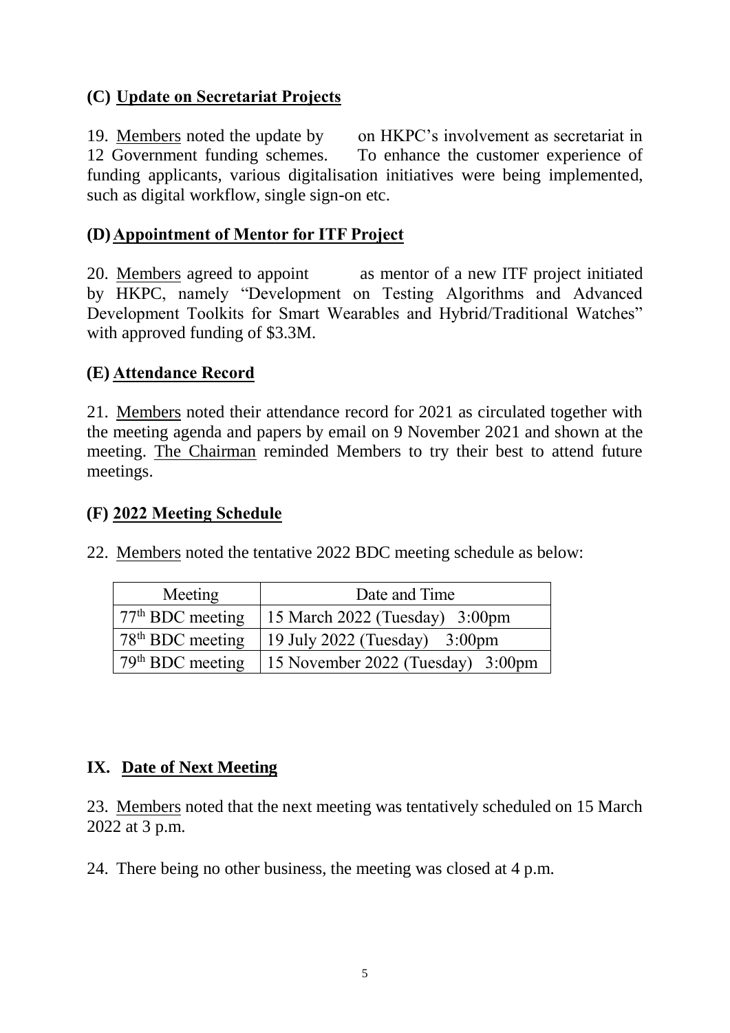### (C) Update on Secretariat Projects

19. Members noted the update by on HKPC's involvement as secretariat in 12 Government funding schemes. To enhance the customer experience of funding applicants, various digitalisation initiatives were being implemented, such as digital workflow, single sign-on etc.

### (D) Appointment of Mentor for ITF Project

20. Members agreed to appoint as mentor of a new ITF project initiated by HKPC, namely "Development on Testing Algorithms and Advanced Development Toolkits for Smart Wearables and Hybrid/Traditional Watches" with approved funding of $3.3M.

### (E) Attendance Record

21. Members noted their attendance record for 2021 as circulated together with the meeting agenda and papers by email on 9 November 2021 and shown at the meeting. The Chairman reminded Members to try their best to attend future meetings.

### (F) 2022 Meeting Schedule

22. Members noted the tentative 2022 BDC meeting schedule as below:

| Meeting | Date and Time |
| --- | --- |
| 77th BDC meeting | 15 March 2022 (Tuesday) 3:00pm |
| 78th BDC meeting | 19 July 2022 (Tuesday) 3:00pm |
| 79th BDC meeting | 15 November 2022 (Tuesday) 3:00pm |

## IX. Date of Next Meeting

23. Members noted that the next meeting was tentatively scheduled on 15 March 2022 at 3 p.m.

24. There being no other business, the meeting was closed at 4 p.m.